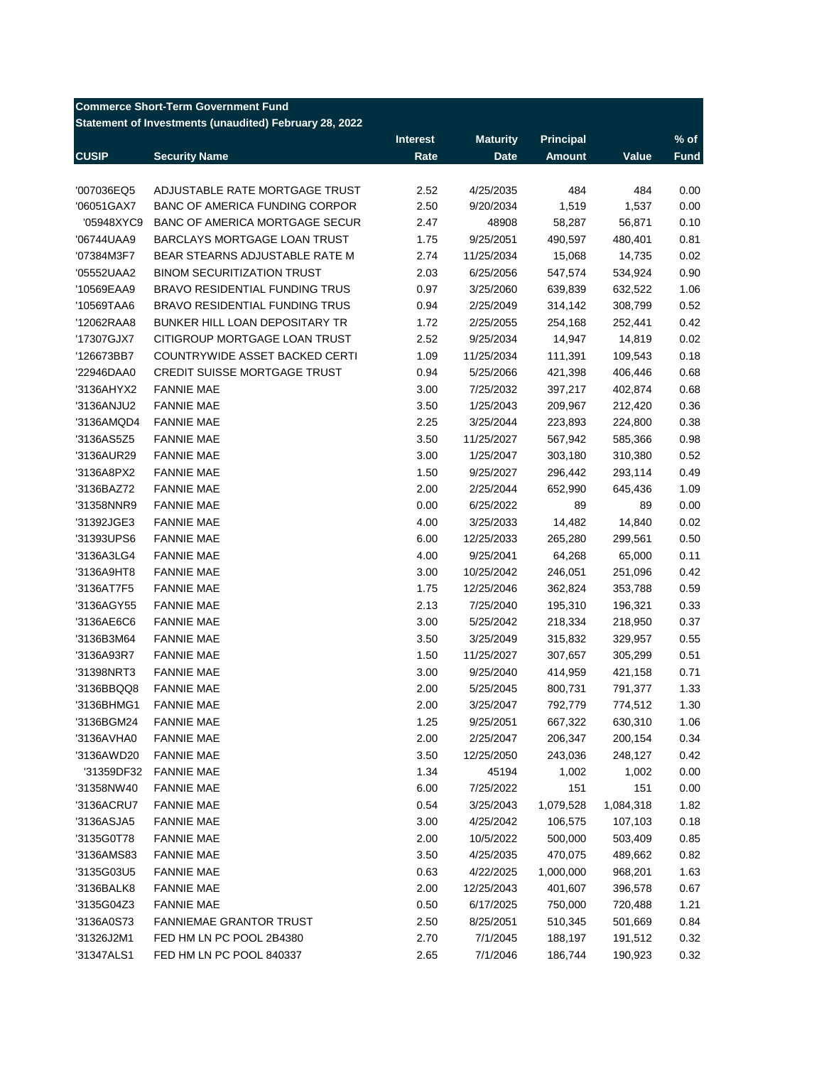**Commerce Short-Term Government Fund**

**Statement of Investments (unaudited) February 28, 2022**

| CUSIP | Security Name | Interest Rate | Maturity Date | Principal Amount | Value | % of Fund |
|---|---|---|---|---|---|---|
| '007036EQ5 | ADJUSTABLE RATE MORTGAGE TRUST | 2.52 | 4/25/2035 | 484 | 484 | 0.00 |
| '06051GAX7 | BANC OF AMERICA FUNDING CORPOR | 2.50 | 9/20/2034 | 1,519 | 1,537 | 0.00 |
| '05948XYC9 | BANC OF AMERICA MORTGAGE SECUR | 2.47 | 48908 | 58,287 | 56,871 | 0.10 |
| '06744UAA9 | BARCLAYS MORTGAGE LOAN TRUST | 1.75 | 9/25/2051 | 490,597 | 480,401 | 0.81 |
| '07384M3F7 | BEAR STEARNS ADJUSTABLE RATE M | 2.74 | 11/25/2034 | 15,068 | 14,735 | 0.02 |
| '05552UAA2 | BINOM SECURITIZATION TRUST | 2.03 | 6/25/2056 | 547,574 | 534,924 | 0.90 |
| '10569EAA9 | BRAVO RESIDENTIAL FUNDING TRUS | 0.97 | 3/25/2060 | 639,839 | 632,522 | 1.06 |
| '10569TAA6 | BRAVO RESIDENTIAL FUNDING TRUS | 0.94 | 2/25/2049 | 314,142 | 308,799 | 0.52 |
| '12062RAA8 | BUNKER HILL LOAN DEPOSITARY TR | 1.72 | 2/25/2055 | 254,168 | 252,441 | 0.42 |
| '17307GJX7 | CITIGROUP MORTGAGE LOAN TRUST | 2.52 | 9/25/2034 | 14,947 | 14,819 | 0.02 |
| '126673BB7 | COUNTRYWIDE ASSET BACKED CERTI | 1.09 | 11/25/2034 | 111,391 | 109,543 | 0.18 |
| '22946DAA0 | CREDIT SUISSE MORTGAGE TRUST | 0.94 | 5/25/2066 | 421,398 | 406,446 | 0.68 |
| '3136AHYX2 | FANNIE MAE | 3.00 | 7/25/2032 | 397,217 | 402,874 | 0.68 |
| '3136ANJU2 | FANNIE MAE | 3.50 | 1/25/2043 | 209,967 | 212,420 | 0.36 |
| '3136AMQD4 | FANNIE MAE | 2.25 | 3/25/2044 | 223,893 | 224,800 | 0.38 |
| '3136AS5Z5 | FANNIE MAE | 3.50 | 11/25/2027 | 567,942 | 585,366 | 0.98 |
| '3136AUR29 | FANNIE MAE | 3.00 | 1/25/2047 | 303,180 | 310,380 | 0.52 |
| '3136A8PX2 | FANNIE MAE | 1.50 | 9/25/2027 | 296,442 | 293,114 | 0.49 |
| '3136BAZ72 | FANNIE MAE | 2.00 | 2/25/2044 | 652,990 | 645,436 | 1.09 |
| '31358NNR9 | FANNIE MAE | 0.00 | 6/25/2022 | 89 | 89 | 0.00 |
| '31392JGE3 | FANNIE MAE | 4.00 | 3/25/2033 | 14,482 | 14,840 | 0.02 |
| '31393UPS6 | FANNIE MAE | 6.00 | 12/25/2033 | 265,280 | 299,561 | 0.50 |
| '3136A3LG4 | FANNIE MAE | 4.00 | 9/25/2041 | 64,268 | 65,000 | 0.11 |
| '3136A9HT8 | FANNIE MAE | 3.00 | 10/25/2042 | 246,051 | 251,096 | 0.42 |
| '3136AT7F5 | FANNIE MAE | 1.75 | 12/25/2046 | 362,824 | 353,788 | 0.59 |
| '3136AGY55 | FANNIE MAE | 2.13 | 7/25/2040 | 195,310 | 196,321 | 0.33 |
| '3136AE6C6 | FANNIE MAE | 3.00 | 5/25/2042 | 218,334 | 218,950 | 0.37 |
| '3136B3M64 | FANNIE MAE | 3.50 | 3/25/2049 | 315,832 | 329,957 | 0.55 |
| '3136A93R7 | FANNIE MAE | 1.50 | 11/25/2027 | 307,657 | 305,299 | 0.51 |
| '31398NRT3 | FANNIE MAE | 3.00 | 9/25/2040 | 414,959 | 421,158 | 0.71 |
| '3136BBQQ8 | FANNIE MAE | 2.00 | 5/25/2045 | 800,731 | 791,377 | 1.33 |
| '3136BHMG1 | FANNIE MAE | 2.00 | 3/25/2047 | 792,779 | 774,512 | 1.30 |
| '3136BGM24 | FANNIE MAE | 1.25 | 9/25/2051 | 667,322 | 630,310 | 1.06 |
| '3136AVHA0 | FANNIE MAE | 2.00 | 2/25/2047 | 206,347 | 200,154 | 0.34 |
| '3136AWD20 | FANNIE MAE | 3.50 | 12/25/2050 | 243,036 | 248,127 | 0.42 |
| '31359DF32 | FANNIE MAE | 1.34 | 45194 | 1,002 | 1,002 | 0.00 |
| '31358NW40 | FANNIE MAE | 6.00 | 7/25/2022 | 151 | 151 | 0.00 |
| '3136ACRU7 | FANNIE MAE | 0.54 | 3/25/2043 | 1,079,528 | 1,084,318 | 1.82 |
| '3136ASJA5 | FANNIE MAE | 3.00 | 4/25/2042 | 106,575 | 107,103 | 0.18 |
| '3135G0T78 | FANNIE MAE | 2.00 | 10/5/2022 | 500,000 | 503,409 | 0.85 |
| '3136AMS83 | FANNIE MAE | 3.50 | 4/25/2035 | 470,075 | 489,662 | 0.82 |
| '3135G03U5 | FANNIE MAE | 0.63 | 4/22/2025 | 1,000,000 | 968,201 | 1.63 |
| '3136BALK8 | FANNIE MAE | 2.00 | 12/25/2043 | 401,607 | 396,578 | 0.67 |
| '3135G04Z3 | FANNIE MAE | 0.50 | 6/17/2025 | 750,000 | 720,488 | 1.21 |
| '3136A0S73 | FANNIEMAE GRANTOR TRUST | 2.50 | 8/25/2051 | 510,345 | 501,669 | 0.84 |
| '31326J2M1 | FED HM LN PC POOL 2B4380 | 2.70 | 7/1/2045 | 188,197 | 191,512 | 0.32 |
| '31347ALS1 | FED HM LN PC POOL 840337 | 2.65 | 7/1/2046 | 186,744 | 190,923 | 0.32 |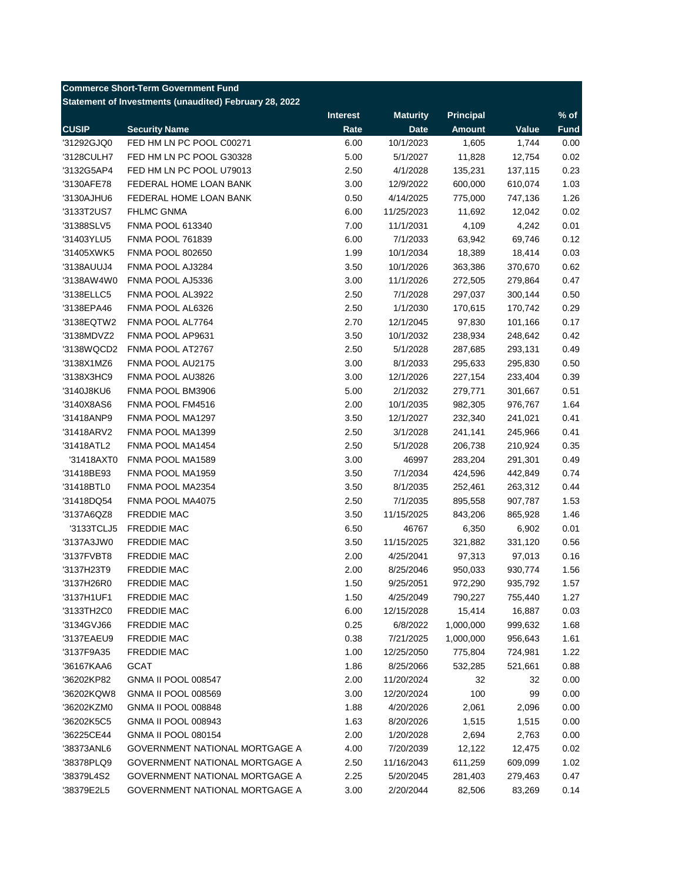**Commerce Short-Term Government Fund**

**Statement of Investments (unaudited) February 28, 2022**

| CUSIP | Security Name | Interest Rate | Maturity Date | Principal Amount | Value | % of Fund |
|---|---|---|---|---|---|---|
| '31292GJQ0 | FED HM LN PC POOL C00271 | 6.00 | 10/1/2023 | 1,605 | 1,744 | 0.00 |
| '3128CULH7 | FED HM LN PC POOL G30328 | 5.00 | 5/1/2027 | 11,828 | 12,754 | 0.02 |
| '3132G5AP4 | FED HM LN PC POOL U79013 | 2.50 | 4/1/2028 | 135,231 | 137,115 | 0.23 |
| '3130AFE78 | FEDERAL HOME LOAN BANK | 3.00 | 12/9/2022 | 600,000 | 610,074 | 1.03 |
| '3130AJHU6 | FEDERAL HOME LOAN BANK | 0.50 | 4/14/2025 | 775,000 | 747,136 | 1.26 |
| '3133T2US7 | FHLMC GNMA | 6.00 | 11/25/2023 | 11,692 | 12,042 | 0.02 |
| '31388SLV5 | FNMA POOL 613340 | 7.00 | 11/1/2031 | 4,109 | 4,242 | 0.01 |
| '31403YLU5 | FNMA POOL 761839 | 6.00 | 7/1/2033 | 63,942 | 69,746 | 0.12 |
| '31405XWK5 | FNMA POOL 802650 | 1.99 | 10/1/2034 | 18,389 | 18,414 | 0.03 |
| '3138AUUJ4 | FNMA POOL AJ3284 | 3.50 | 10/1/2026 | 363,386 | 370,670 | 0.62 |
| '3138AW4W0 | FNMA POOL AJ5336 | 3.00 | 11/1/2026 | 272,505 | 279,864 | 0.47 |
| '3138ELLC5 | FNMA POOL AL3922 | 2.50 | 7/1/2028 | 297,037 | 300,144 | 0.50 |
| '3138EPA46 | FNMA POOL AL6326 | 2.50 | 1/1/2030 | 170,615 | 170,742 | 0.29 |
| '3138EQTW2 | FNMA POOL AL7764 | 2.70 | 12/1/2045 | 97,830 | 101,166 | 0.17 |
| '3138MDVZ2 | FNMA POOL AP9631 | 3.50 | 10/1/2032 | 238,934 | 248,642 | 0.42 |
| '3138WQCD2 | FNMA POOL AT2767 | 2.50 | 5/1/2028 | 287,685 | 293,131 | 0.49 |
| '3138X1MZ6 | FNMA POOL AU2175 | 3.00 | 8/1/2033 | 295,633 | 295,830 | 0.50 |
| '3138X3HC9 | FNMA POOL AU3826 | 3.00 | 12/1/2026 | 227,154 | 233,404 | 0.39 |
| '3140J8KU6 | FNMA POOL BM3906 | 5.00 | 2/1/2032 | 279,771 | 301,667 | 0.51 |
| '3140X8AS6 | FNMA POOL FM4516 | 2.00 | 10/1/2035 | 982,305 | 976,767 | 1.64 |
| '31418ANP9 | FNMA POOL MA1297 | 3.50 | 12/1/2027 | 232,340 | 241,021 | 0.41 |
| '31418ARV2 | FNMA POOL MA1399 | 2.50 | 3/1/2028 | 241,141 | 245,966 | 0.41 |
| '31418ATL2 | FNMA POOL MA1454 | 2.50 | 5/1/2028 | 206,738 | 210,924 | 0.35 |
| '31418AXT0 | FNMA POOL MA1589 | 3.00 | 46997 | 283,204 | 291,301 | 0.49 |
| '31418BE93 | FNMA POOL MA1959 | 3.50 | 7/1/2034 | 424,596 | 442,849 | 0.74 |
| '31418BTL0 | FNMA POOL MA2354 | 3.50 | 8/1/2035 | 252,461 | 263,312 | 0.44 |
| '31418DQ54 | FNMA POOL MA4075 | 2.50 | 7/1/2035 | 895,558 | 907,787 | 1.53 |
| '3137A6QZ8 | FREDDIE MAC | 3.50 | 11/15/2025 | 843,206 | 865,928 | 1.46 |
| '3133TCLJ5 | FREDDIE MAC | 6.50 | 46767 | 6,350 | 6,902 | 0.01 |
| '3137A3JW0 | FREDDIE MAC | 3.50 | 11/15/2025 | 321,882 | 331,120 | 0.56 |
| '3137FVBT8 | FREDDIE MAC | 2.00 | 4/25/2041 | 97,313 | 97,013 | 0.16 |
| '3137H23T9 | FREDDIE MAC | 2.00 | 8/25/2046 | 950,033 | 930,774 | 1.56 |
| '3137H26R0 | FREDDIE MAC | 1.50 | 9/25/2051 | 972,290 | 935,792 | 1.57 |
| '3137H1UF1 | FREDDIE MAC | 1.50 | 4/25/2049 | 790,227 | 755,440 | 1.27 |
| '3133TH2C0 | FREDDIE MAC | 6.00 | 12/15/2028 | 15,414 | 16,887 | 0.03 |
| '3134GVJ66 | FREDDIE MAC | 0.25 | 6/8/2022 | 1,000,000 | 999,632 | 1.68 |
| '3137EAEU9 | FREDDIE MAC | 0.38 | 7/21/2025 | 1,000,000 | 956,643 | 1.61 |
| '3137F9A35 | FREDDIE MAC | 1.00 | 12/25/2050 | 775,804 | 724,981 | 1.22 |
| '36167KAA6 | GCAT | 1.86 | 8/25/2066 | 532,285 | 521,661 | 0.88 |
| '36202KP82 | GNMA II POOL 008547 | 2.00 | 11/20/2024 | 32 | 32 | 0.00 |
| '36202KQW8 | GNMA II POOL 008569 | 3.00 | 12/20/2024 | 100 | 99 | 0.00 |
| '36202KZM0 | GNMA II POOL 008848 | 1.88 | 4/20/2026 | 2,061 | 2,096 | 0.00 |
| '36202K5C5 | GNMA II POOL 008943 | 1.63 | 8/20/2026 | 1,515 | 1,515 | 0.00 |
| '36225CE44 | GNMA II POOL 080154 | 2.00 | 1/20/2028 | 2,694 | 2,763 | 0.00 |
| '38373ANL6 | GOVERNMENT NATIONAL MORTGAGE A | 4.00 | 7/20/2039 | 12,122 | 12,475 | 0.02 |
| '38378PLQ9 | GOVERNMENT NATIONAL MORTGAGE A | 2.50 | 11/16/2043 | 611,259 | 609,099 | 1.02 |
| '38379L4S2 | GOVERNMENT NATIONAL MORTGAGE A | 2.25 | 5/20/2045 | 281,403 | 279,463 | 0.47 |
| '38379E2L5 | GOVERNMENT NATIONAL MORTGAGE A | 3.00 | 2/20/2044 | 82,506 | 83,269 | 0.14 |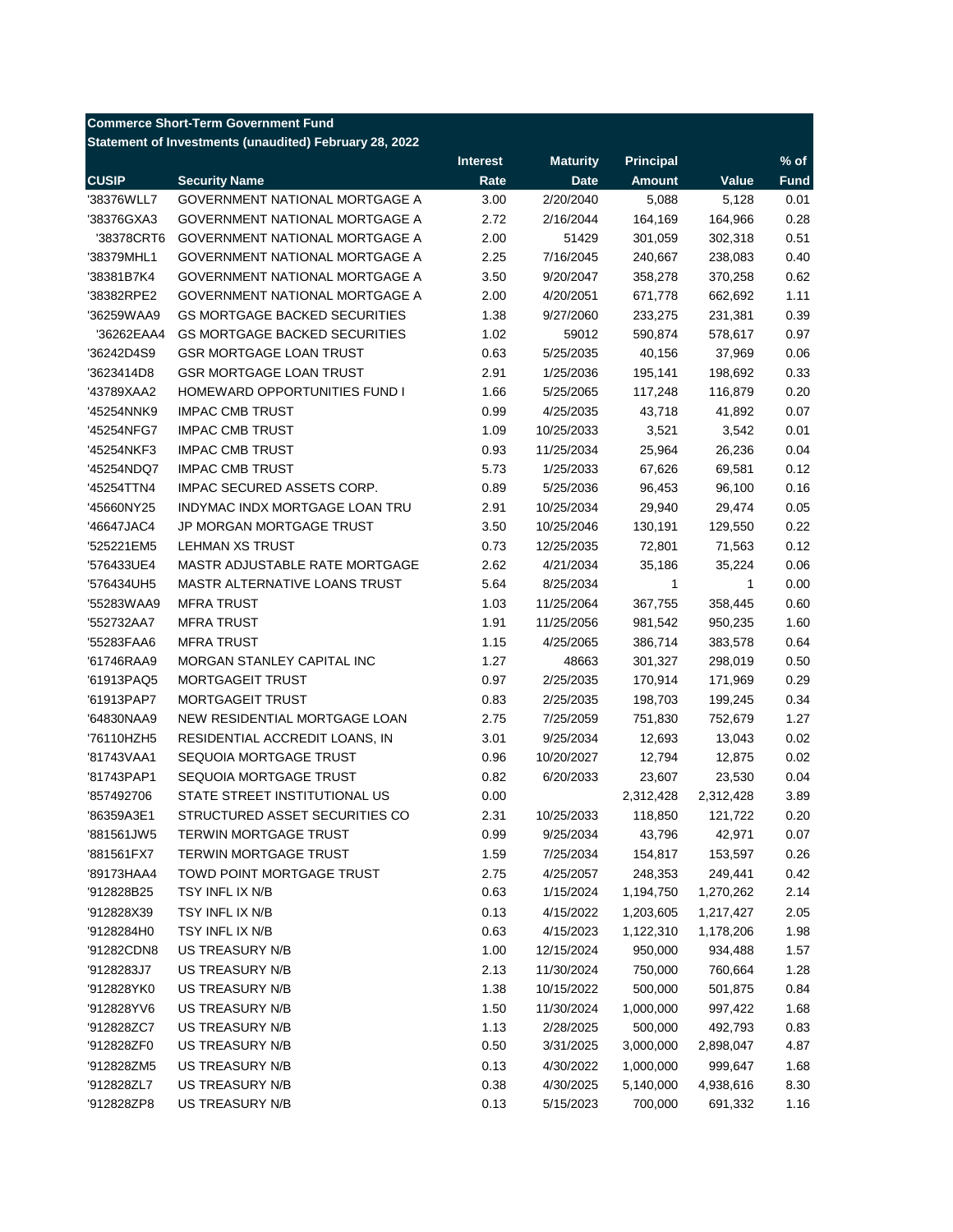**Commerce Short-Term Government Fund**

**Statement of Investments (unaudited) February 28, 2022**

| CUSIP | Security Name | Interest Rate | Maturity Date | Principal Amount | Value | % of Fund |
|---|---|---|---|---|---|---|
| '38376WLL7 | GOVERNMENT NATIONAL MORTGAGE A | 3.00 | 2/20/2040 | 5,088 | 5,128 | 0.01 |
| '38376GXA3 | GOVERNMENT NATIONAL MORTGAGE A | 2.72 | 2/16/2044 | 164,169 | 164,966 | 0.28 |
| '38378CRT6 | GOVERNMENT NATIONAL MORTGAGE A | 2.00 | 51429 | 301,059 | 302,318 | 0.51 |
| '38379MHL1 | GOVERNMENT NATIONAL MORTGAGE A | 2.25 | 7/16/2045 | 240,667 | 238,083 | 0.40 |
| '38381B7K4 | GOVERNMENT NATIONAL MORTGAGE A | 3.50 | 9/20/2047 | 358,278 | 370,258 | 0.62 |
| '38382RPE2 | GOVERNMENT NATIONAL MORTGAGE A | 2.00 | 4/20/2051 | 671,778 | 662,692 | 1.11 |
| '36259WAA9 | GS MORTGAGE BACKED SECURITIES | 1.38 | 9/27/2060 | 233,275 | 231,381 | 0.39 |
| '36262EAA4 | GS MORTGAGE BACKED SECURITIES | 1.02 | 59012 | 590,874 | 578,617 | 0.97 |
| '36242D4S9 | GSR MORTGAGE LOAN TRUST | 0.63 | 5/25/2035 | 40,156 | 37,969 | 0.06 |
| '3623414D8 | GSR MORTGAGE LOAN TRUST | 2.91 | 1/25/2036 | 195,141 | 198,692 | 0.33 |
| '43789XAA2 | HOMEWARD OPPORTUNITIES FUND I | 1.66 | 5/25/2065 | 117,248 | 116,879 | 0.20 |
| '45254NNK9 | IMPAC CMB TRUST | 0.99 | 4/25/2035 | 43,718 | 41,892 | 0.07 |
| '45254NFG7 | IMPAC CMB TRUST | 1.09 | 10/25/2033 | 3,521 | 3,542 | 0.01 |
| '45254NKF3 | IMPAC CMB TRUST | 0.93 | 11/25/2034 | 25,964 | 26,236 | 0.04 |
| '45254NDQ7 | IMPAC CMB TRUST | 5.73 | 1/25/2033 | 67,626 | 69,581 | 0.12 |
| '45254TTN4 | IMPAC SECURED ASSETS CORP. | 0.89 | 5/25/2036 | 96,453 | 96,100 | 0.16 |
| '45660NY25 | INDYMAC INDX MORTGAGE LOAN TRU | 2.91 | 10/25/2034 | 29,940 | 29,474 | 0.05 |
| '46647JAC4 | JP MORGAN MORTGAGE TRUST | 3.50 | 10/25/2046 | 130,191 | 129,550 | 0.22 |
| '525221EM5 | LEHMAN XS TRUST | 0.73 | 12/25/2035 | 72,801 | 71,563 | 0.12 |
| '576433UE4 | MASTR ADJUSTABLE RATE MORTGAGE | 2.62 | 4/21/2034 | 35,186 | 35,224 | 0.06 |
| '576434UH5 | MASTR ALTERNATIVE LOANS TRUST | 5.64 | 8/25/2034 | 1 | 1 | 0.00 |
| '55283WAA9 | MFRA TRUST | 1.03 | 11/25/2064 | 367,755 | 358,445 | 0.60 |
| '552732AA7 | MFRA TRUST | 1.91 | 11/25/2056 | 981,542 | 950,235 | 1.60 |
| '55283FAA6 | MFRA TRUST | 1.15 | 4/25/2065 | 386,714 | 383,578 | 0.64 |
| '61746RAA9 | MORGAN STANLEY CAPITAL INC | 1.27 | 48663 | 301,327 | 298,019 | 0.50 |
| '61913PAQ5 | MORTGAGEIT TRUST | 0.97 | 2/25/2035 | 170,914 | 171,969 | 0.29 |
| '61913PAP7 | MORTGAGEIT TRUST | 0.83 | 2/25/2035 | 198,703 | 199,245 | 0.34 |
| '64830NAA9 | NEW RESIDENTIAL MORTGAGE LOAN | 2.75 | 7/25/2059 | 751,830 | 752,679 | 1.27 |
| '76110HZH5 | RESIDENTIAL ACCREDIT LOANS, IN | 3.01 | 9/25/2034 | 12,693 | 13,043 | 0.02 |
| '81743VAA1 | SEQUOIA MORTGAGE TRUST | 0.96 | 10/20/2027 | 12,794 | 12,875 | 0.02 |
| '81743PAP1 | SEQUOIA MORTGAGE TRUST | 0.82 | 6/20/2033 | 23,607 | 23,530 | 0.04 |
| '857492706 | STATE STREET INSTITUTIONAL US | 0.00 | | 2,312,428 | 2,312,428 | 3.89 |
| '86359A3E1 | STRUCTURED ASSET SECURITIES CO | 2.31 | 10/25/2033 | 118,850 | 121,722 | 0.20 |
| '881561JW5 | TERWIN MORTGAGE TRUST | 0.99 | 9/25/2034 | 43,796 | 42,971 | 0.07 |
| '881561FX7 | TERWIN MORTGAGE TRUST | 1.59 | 7/25/2034 | 154,817 | 153,597 | 0.26 |
| '89173HAA4 | TOWD POINT MORTGAGE TRUST | 2.75 | 4/25/2057 | 248,353 | 249,441 | 0.42 |
| '912828B25 | TSY INFL IX N/B | 0.63 | 1/15/2024 | 1,194,750 | 1,270,262 | 2.14 |
| '912828X39 | TSY INFL IX N/B | 0.13 | 4/15/2022 | 1,203,605 | 1,217,427 | 2.05 |
| '9128284H0 | TSY INFL IX N/B | 0.63 | 4/15/2023 | 1,122,310 | 1,178,206 | 1.98 |
| '91282CDN8 | US TREASURY N/B | 1.00 | 12/15/2024 | 950,000 | 934,488 | 1.57 |
| '9128283J7 | US TREASURY N/B | 2.13 | 11/30/2024 | 750,000 | 760,664 | 1.28 |
| '912828YK0 | US TREASURY N/B | 1.38 | 10/15/2022 | 500,000 | 501,875 | 0.84 |
| '912828YV6 | US TREASURY N/B | 1.50 | 11/30/2024 | 1,000,000 | 997,422 | 1.68 |
| '912828ZC7 | US TREASURY N/B | 1.13 | 2/28/2025 | 500,000 | 492,793 | 0.83 |
| '912828ZF0 | US TREASURY N/B | 0.50 | 3/31/2025 | 3,000,000 | 2,898,047 | 4.87 |
| '912828ZM5 | US TREASURY N/B | 0.13 | 4/30/2022 | 1,000,000 | 999,647 | 1.68 |
| '912828ZL7 | US TREASURY N/B | 0.38 | 4/30/2025 | 5,140,000 | 4,938,616 | 8.30 |
| '912828ZP8 | US TREASURY N/B | 0.13 | 5/15/2023 | 700,000 | 691,332 | 1.16 |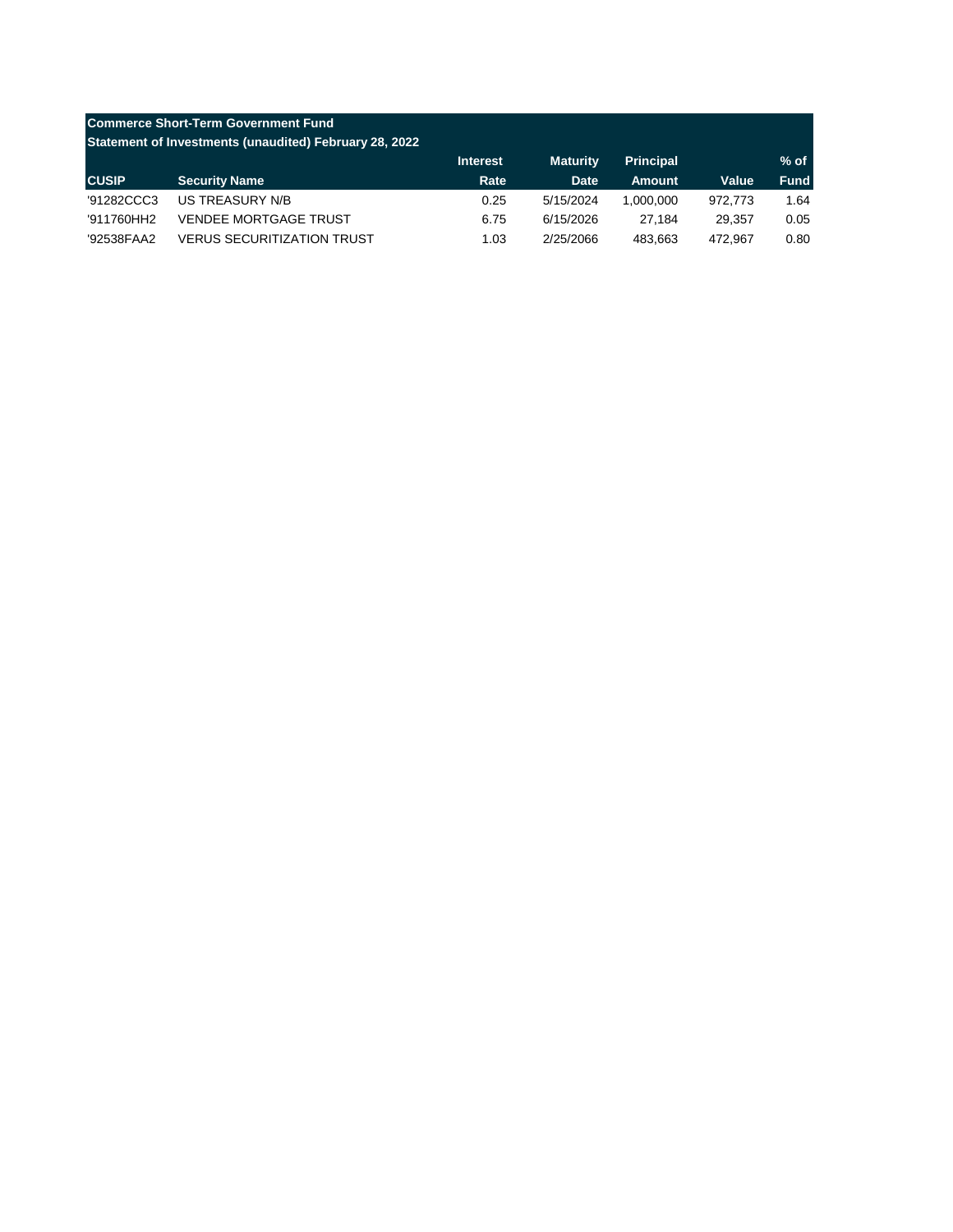**Commerce Short-Term Government Fund**

**Statement of Investments (unaudited) February 28, 2022**

| CUSIP | Security Name | Interest Rate | Maturity Date | Principal Amount | Value | % of Fund |
|---|---|---|---|---|---|---|
| '91282CCC3 | US TREASURY N/B | 0.25 | 5/15/2024 | 1,000,000 | 972,773 | 1.64 |
| '911760HH2 | VENDEE MORTGAGE TRUST | 6.75 | 6/15/2026 | 27,184 | 29,357 | 0.05 |
| '92538FAA2 | VERUS SECURITIZATION TRUST | 1.03 | 2/25/2066 | 483,663 | 472,967 | 0.80 |